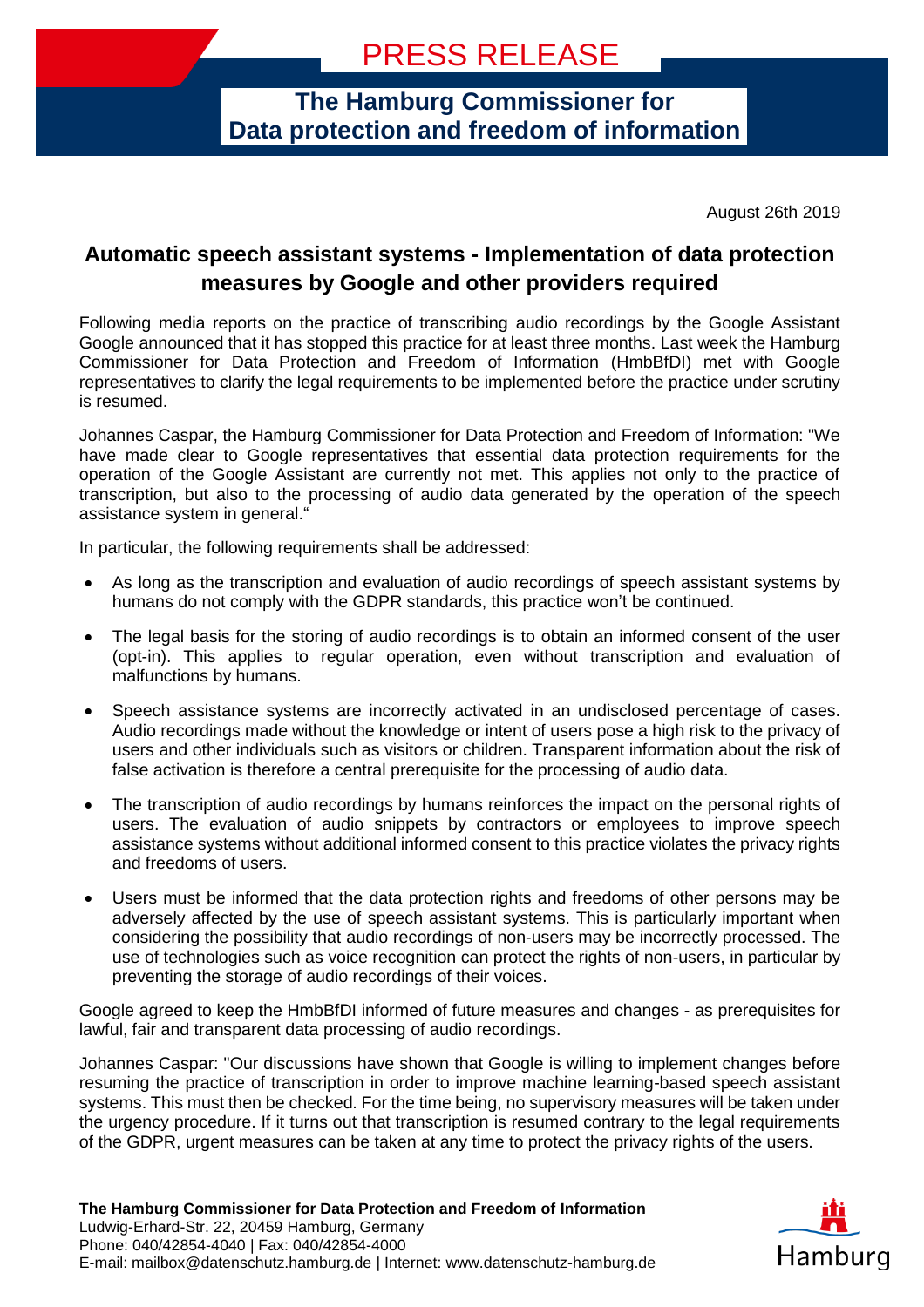# PRESS RELEASE

**The Hamburg Commissioner for Data protection and freedom of information**

August 26th 2019

## Automatic speech assistant systems - Implementation of data protection measures by Google and other providers required

Following media reports on the practice of transcribing audio recordings by the Google Assistant Google announced that it has stopped this practice for at least three months. Last week the Hamburg Commissioner for Data Protection and Freedom of Information (HmbBfDI) met with Google representatives to clarify the legal requirements to be implemented before the practice under scrutiny is resumed.

Johannes Caspar, the Hamburg Commissioner for Data Protection and Freedom of Information: "We have made clear to Google representatives that essential data protection requirements for the operation of the Google Assistant are currently not met. This applies not only to the practice of transcription, but also to the processing of audio data generated by the operation of the speech assistance system in general."

In particular, the following requirements shall be addressed:

- As long as the transcription and evaluation of audio recordings of speech assistant systems by humans do not comply with the GDPR standards, this practice won't be continued.
- The legal basis for the storing of audio recordings is to obtain an informed consent of the user (opt-in). This applies to regular operation, even without transcription and evaluation of malfunctions by humans.
- Speech assistance systems are incorrectly activated in an undisclosed percentage of cases. Audio recordings made without the knowledge or intent of users pose a high risk to the privacy of users and other individuals such as visitors or children. Transparent information about the risk of false activation is therefore a central prerequisite for the processing of audio data.
- The transcription of audio recordings by humans reinforces the impact on the personal rights of users. The evaluation of audio snippets by contractors or employees to improve speech assistance systems without additional informed consent to this practice violates the privacy rights and freedoms of users.
- Users must be informed that the data protection rights and freedoms of other persons may be adversely affected by the use of speech assistant systems. This is particularly important when considering the possibility that audio recordings of non-users may be incorrectly processed. The use of technologies such as voice recognition can protect the rights of non-users, in particular by preventing the storage of audio recordings of their voices.

Google agreed to keep the HmbBfDI informed of future measures and changes - as prerequisites for lawful, fair and transparent data processing of audio recordings.

Johannes Caspar: "Our discussions have shown that Google is willing to implement changes before resuming the practice of transcription in order to improve machine learning-based speech assistant systems. This must then be checked. For the time being, no supervisory measures will be taken under the urgency procedure. If it turns out that transcription is resumed contrary to the legal requirements of the GDPR, urgent measures can be taken at any time to protect the privacy rights of the users.

**The Hamburg Commissioner for Data Protection and Freedom of Information**
Ludwig-Erhard-Str. 22, 20459 Hamburg, Germany
Phone: 040/42854-4040 | Fax: 040/42854-4000
E-mail: mailbox@datenschutz.hamburg.de | Internet: www.datenschutz-hamburg.de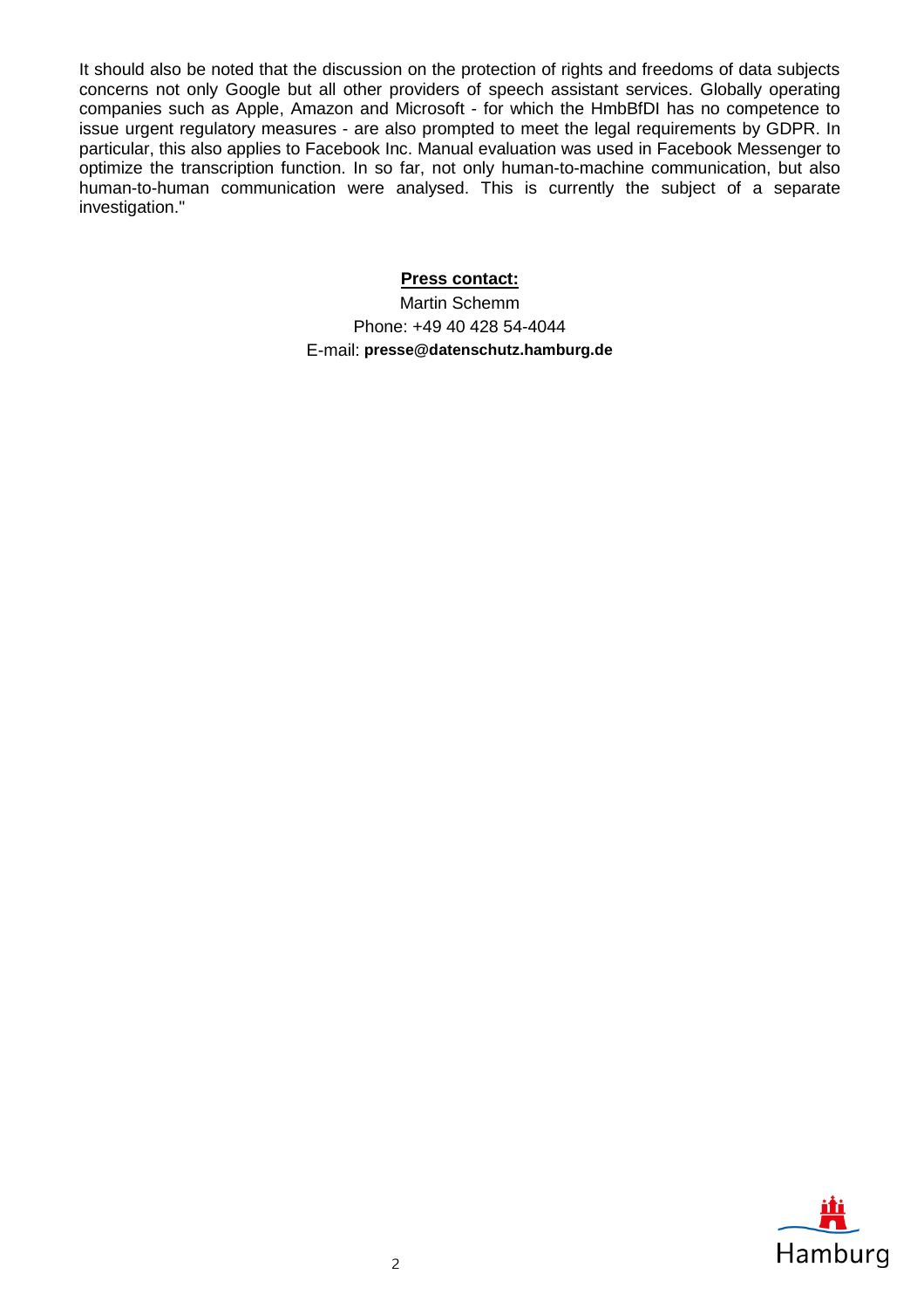It should also be noted that the discussion on the protection of rights and freedoms of data subjects concerns not only Google but all other providers of speech assistant services. Globally operating companies such as Apple, Amazon and Microsoft - for which the HmbBfDI has no competence to issue urgent regulatory measures - are also prompted to meet the legal requirements by GDPR. In particular, this also applies to Facebook Inc. Manual evaluation was used in Facebook Messenger to optimize the transcription function. In so far, not only human-to-machine communication, but also human-to-human communication were analysed. This is currently the subject of a separate investigation."

**Press contact:**

Martin Schemm
Phone: +49 40 428 54-4044
E-mail: **presse@datenschutz.hamburg.de**